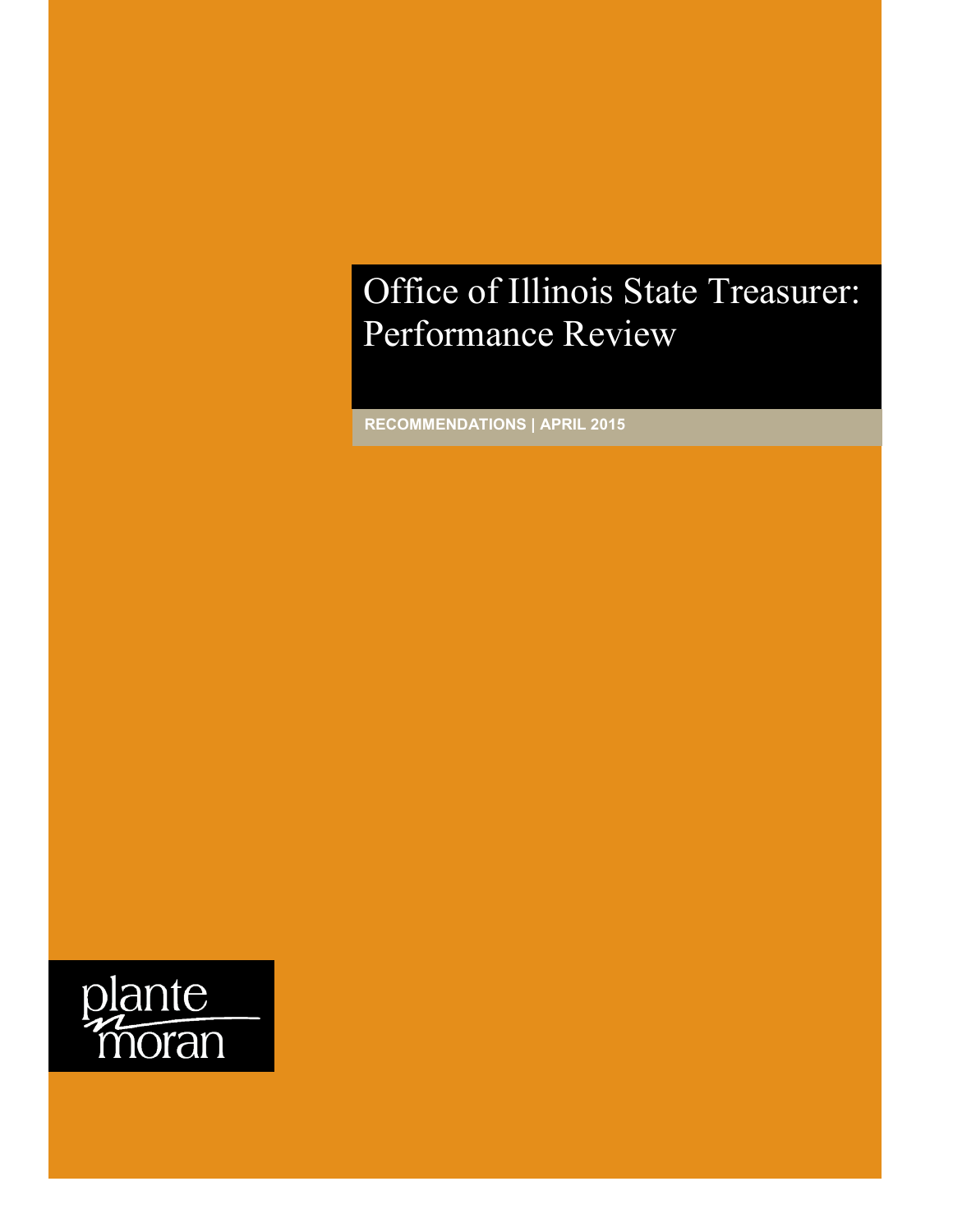# Office of Illinois State Treasurer: Performance Review

**RECOMMENDATIONS | APRIL 2015**

plante moran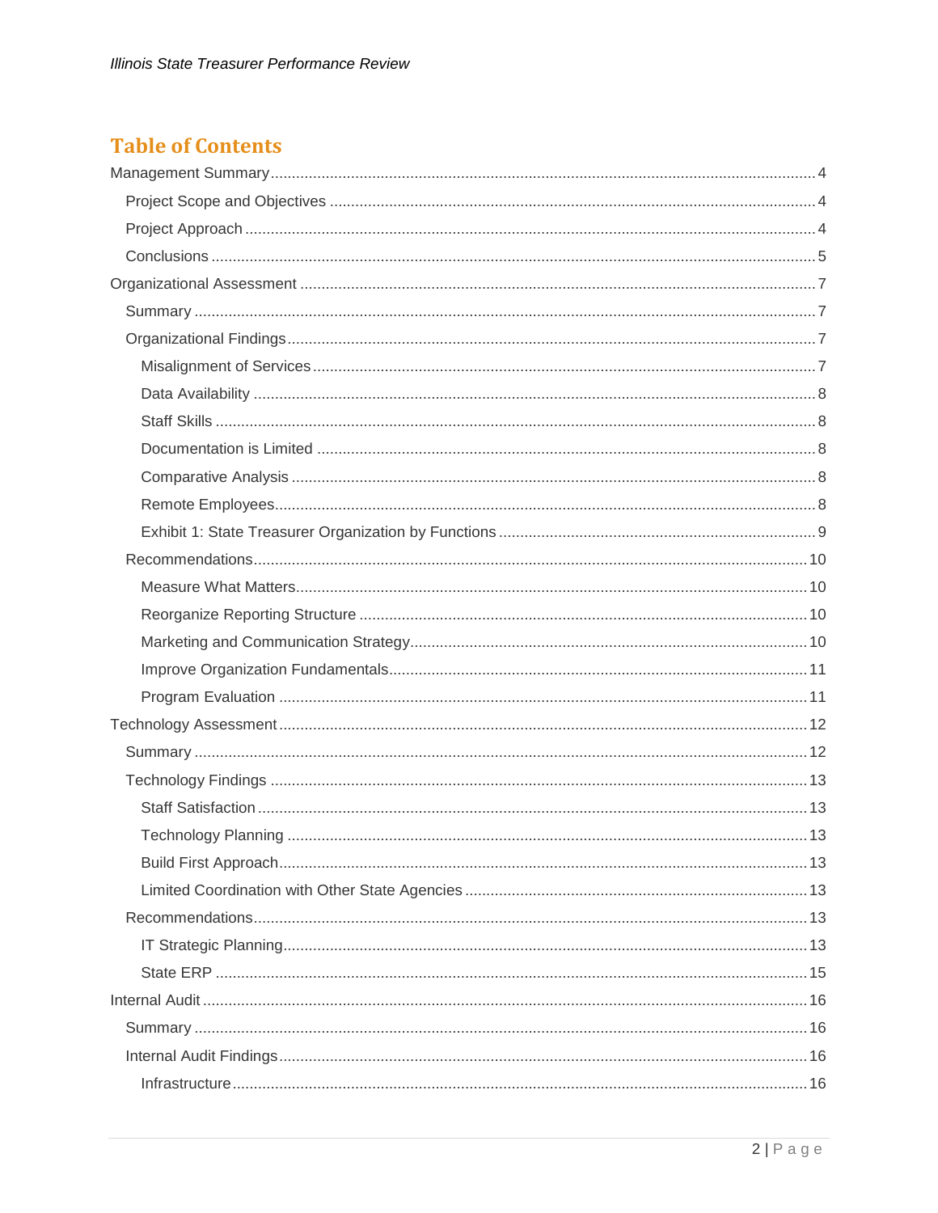## Table of Contents

- Management Summary ... 4
  - Project Scope and Objectives ... 4
  - Project Approach ... 4
  - Conclusions ... 5
- Organizational Assessment ... 7
  - Summary ... 7
  - Organizational Findings ... 7
    - Misalignment of Services ... 7
    - Data Availability ... 8
    - Staff Skills ... 8
    - Documentation is Limited ... 8
    - Comparative Analysis ... 8
    - Remote Employees ... 8
    - Exhibit 1: State Treasurer Organization by Functions ... 9
  - Recommendations ... 10
    - Measure What Matters ... 10
    - Reorganize Reporting Structure ... 10
    - Marketing and Communication Strategy ... 10
    - Improve Organization Fundamentals ... 11
    - Program Evaluation ... 11
- Technology Assessment ... 12
  - Summary ... 12
  - Technology Findings ... 13
    - Staff Satisfaction ... 13
    - Technology Planning ... 13
    - Build First Approach ... 13
    - Limited Coordination with Other State Agencies ... 13
  - Recommendations ... 13
    - IT Strategic Planning ... 13
    - State ERP ... 15
- Internal Audit ... 16
  - Summary ... 16
  - Internal Audit Findings ... 16
    - Infrastructure ... 16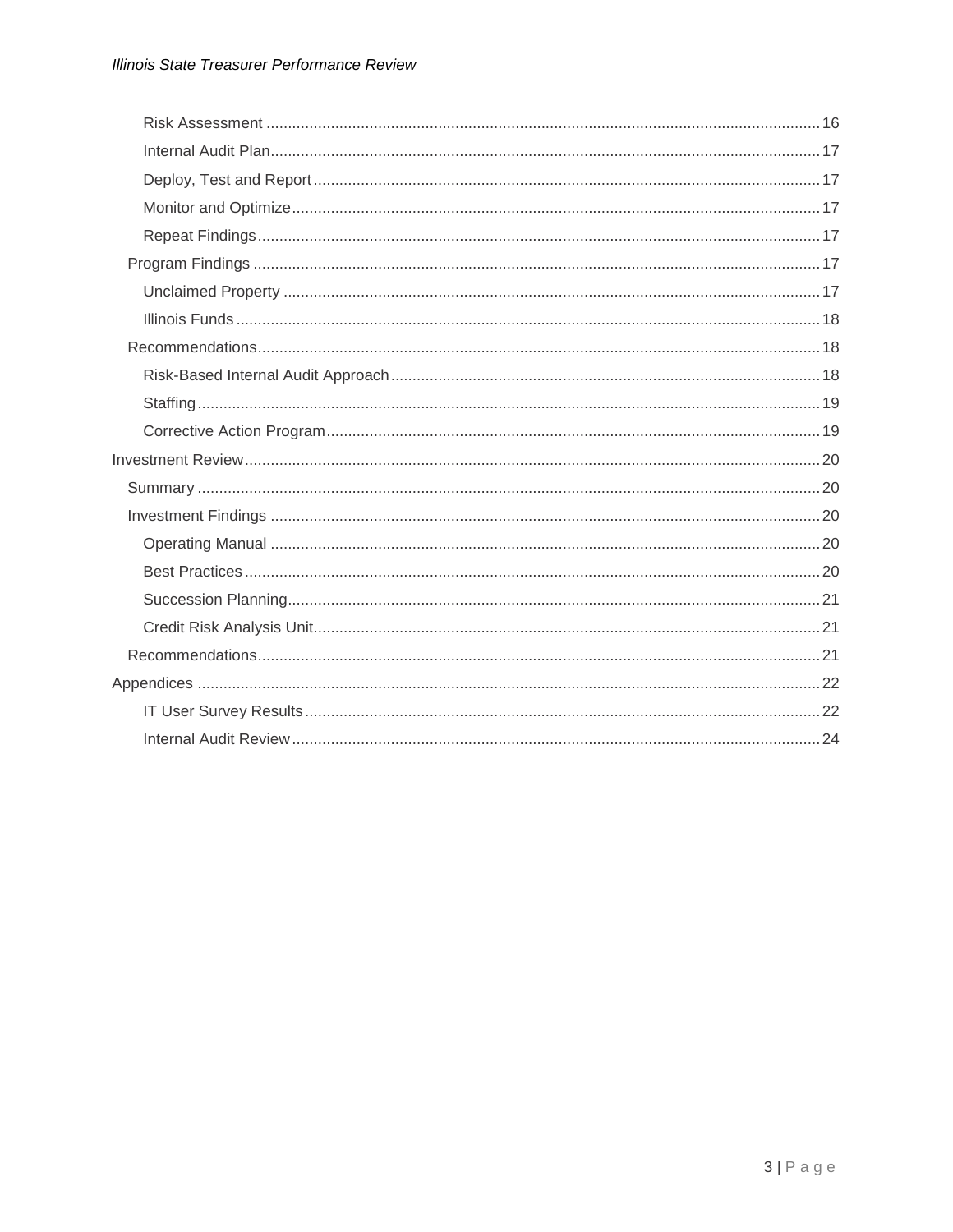- Risk Assessment ..... 16
- Internal Audit Plan ..... 17
- Deploy, Test and Report ..... 17
- Monitor and Optimize ..... 17
- Repeat Findings ..... 17

Program Findings ..... 17

- Unclaimed Property ..... 17
- Illinois Funds ..... 18

Recommendations ..... 18

- Risk-Based Internal Audit Approach ..... 18
- Staffing ..... 19
- Corrective Action Program ..... 19

Investment Review ..... 20

Summary ..... 20

Investment Findings ..... 20

- Operating Manual ..... 20
- Best Practices ..... 20
- Succession Planning ..... 21
- Credit Risk Analysis Unit ..... 21

Recommendations ..... 21

Appendices ..... 22

- IT User Survey Results ..... 22
- Internal Audit Review ..... 24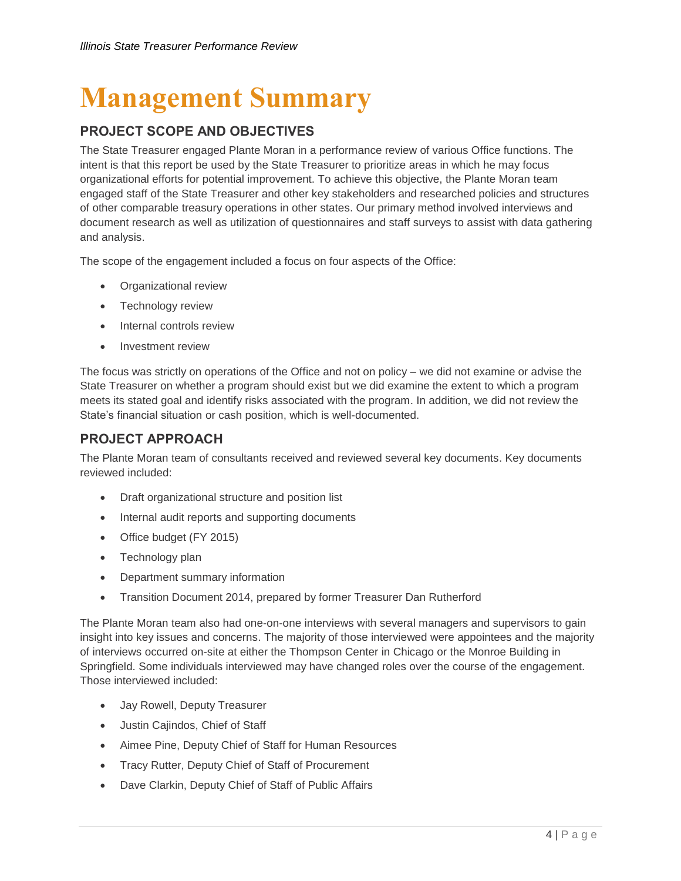# Management Summary

## PROJECT SCOPE AND OBJECTIVES

The State Treasurer engaged Plante Moran in a performance review of various Office functions. The intent is that this report be used by the State Treasurer to prioritize areas in which he may focus organizational efforts for potential improvement. To achieve this objective, the Plante Moran team engaged staff of the State Treasurer and other key stakeholders and researched policies and structures of other comparable treasury operations in other states. Our primary method involved interviews and document research as well as utilization of questionnaires and staff surveys to assist with data gathering and analysis.

The scope of the engagement included a focus on four aspects of the Office:

- Organizational review
- Technology review
- Internal controls review
- Investment review

The focus was strictly on operations of the Office and not on policy – we did not examine or advise the State Treasurer on whether a program should exist but we did examine the extent to which a program meets its stated goal and identify risks associated with the program. In addition, we did not review the State's financial situation or cash position, which is well-documented.

## PROJECT APPROACH

The Plante Moran team of consultants received and reviewed several key documents. Key documents reviewed included:

- Draft organizational structure and position list
- Internal audit reports and supporting documents
- Office budget (FY 2015)
- Technology plan
- Department summary information
- Transition Document 2014, prepared by former Treasurer Dan Rutherford

The Plante Moran team also had one-on-one interviews with several managers and supervisors to gain insight into key issues and concerns. The majority of those interviewed were appointees and the majority of interviews occurred on-site at either the Thompson Center in Chicago or the Monroe Building in Springfield. Some individuals interviewed may have changed roles over the course of the engagement. Those interviewed included:

- Jay Rowell, Deputy Treasurer
- Justin Cajindos, Chief of Staff
- Aimee Pine, Deputy Chief of Staff for Human Resources
- Tracy Rutter, Deputy Chief of Staff of Procurement
- Dave Clarkin, Deputy Chief of Staff of Public Affairs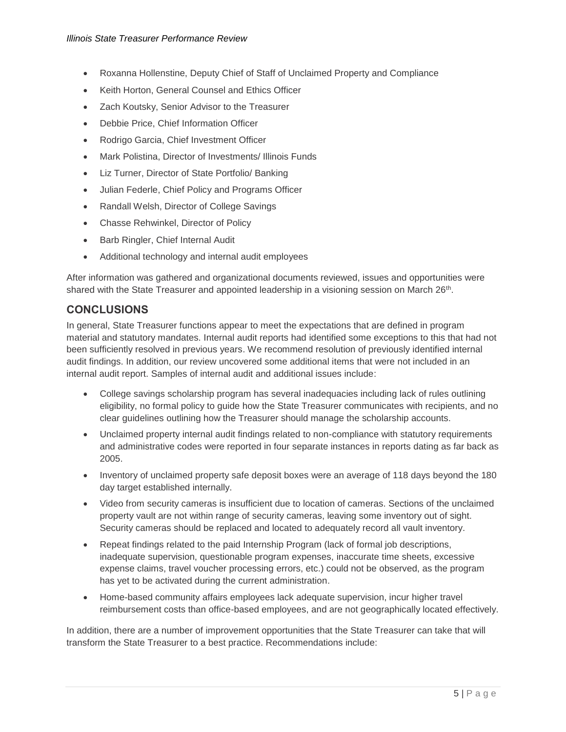- Roxanna Hollenstine, Deputy Chief of Staff of Unclaimed Property and Compliance
- Keith Horton, General Counsel and Ethics Officer
- Zach Koutsky, Senior Advisor to the Treasurer
- Debbie Price, Chief Information Officer
- Rodrigo Garcia, Chief Investment Officer
- Mark Polistina, Director of Investments/ Illinois Funds
- Liz Turner, Director of State Portfolio/ Banking
- Julian Federle, Chief Policy and Programs Officer
- Randall Welsh, Director of College Savings
- Chasse Rehwinkel, Director of Policy
- Barb Ringler, Chief Internal Audit
- Additional technology and internal audit employees

After information was gathered and organizational documents reviewed, issues and opportunities were shared with the State Treasurer and appointed leadership in a visioning session on March 26th.

## CONCLUSIONS

In general, State Treasurer functions appear to meet the expectations that are defined in program material and statutory mandates. Internal audit reports had identified some exceptions to this that had not been sufficiently resolved in previous years. We recommend resolution of previously identified internal audit findings. In addition, our review uncovered some additional items that were not included in an internal audit report. Samples of internal audit and additional issues include:

- College savings scholarship program has several inadequacies including lack of rules outlining eligibility, no formal policy to guide how the State Treasurer communicates with recipients, and no clear guidelines outlining how the Treasurer should manage the scholarship accounts.
- Unclaimed property internal audit findings related to non-compliance with statutory requirements and administrative codes were reported in four separate instances in reports dating as far back as 2005.
- Inventory of unclaimed property safe deposit boxes were an average of 118 days beyond the 180 day target established internally.
- Video from security cameras is insufficient due to location of cameras. Sections of the unclaimed property vault are not within range of security cameras, leaving some inventory out of sight. Security cameras should be replaced and located to adequately record all vault inventory.
- Repeat findings related to the paid Internship Program (lack of formal job descriptions, inadequate supervision, questionable program expenses, inaccurate time sheets, excessive expense claims, travel voucher processing errors, etc.) could not be observed, as the program has yet to be activated during the current administration.
- Home-based community affairs employees lack adequate supervision, incur higher travel reimbursement costs than office-based employees, and are not geographically located effectively.

In addition, there are a number of improvement opportunities that the State Treasurer can take that will transform the State Treasurer to a best practice. Recommendations include: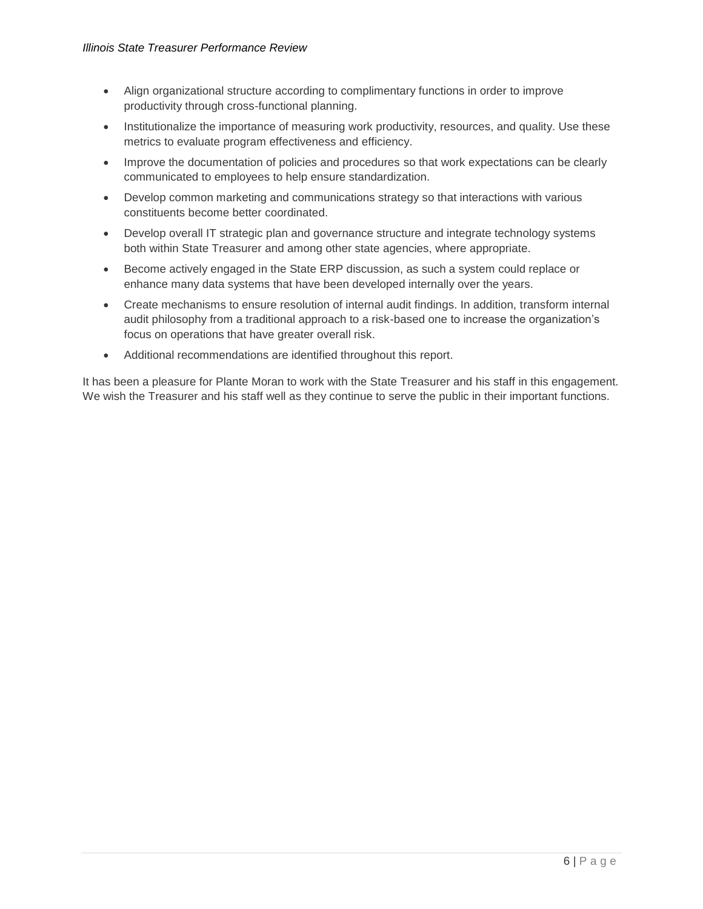- Align organizational structure according to complimentary functions in order to improve productivity through cross-functional planning.
- Institutionalize the importance of measuring work productivity, resources, and quality. Use these metrics to evaluate program effectiveness and efficiency.
- Improve the documentation of policies and procedures so that work expectations can be clearly communicated to employees to help ensure standardization.
- Develop common marketing and communications strategy so that interactions with various constituents become better coordinated.
- Develop overall IT strategic plan and governance structure and integrate technology systems both within State Treasurer and among other state agencies, where appropriate.
- Become actively engaged in the State ERP discussion, as such a system could replace or enhance many data systems that have been developed internally over the years.
- Create mechanisms to ensure resolution of internal audit findings. In addition, transform internal audit philosophy from a traditional approach to a risk-based one to increase the organization's focus on operations that have greater overall risk.
- Additional recommendations are identified throughout this report.

It has been a pleasure for Plante Moran to work with the State Treasurer and his staff in this engagement. We wish the Treasurer and his staff well as they continue to serve the public in their important functions.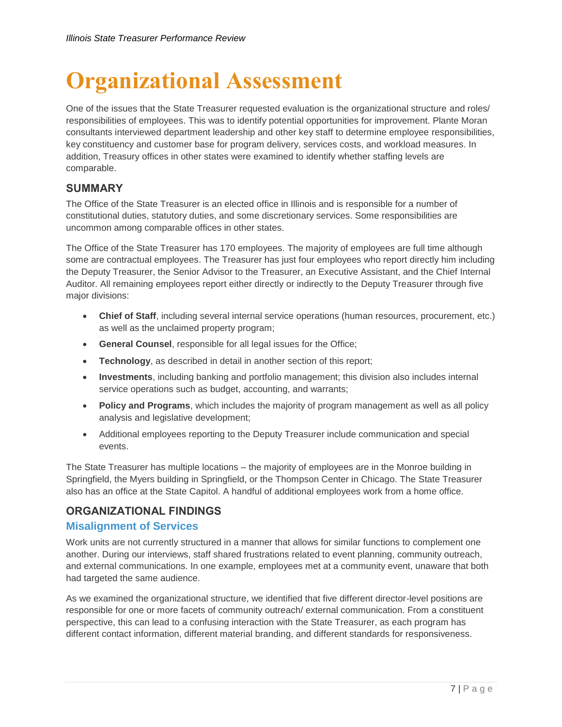# Organizational Assessment

One of the issues that the State Treasurer requested evaluation is the organizational structure and roles/ responsibilities of employees. This was to identify potential opportunities for improvement. Plante Moran consultants interviewed department leadership and other key staff to determine employee responsibilities, key constituency and customer base for program delivery, services costs, and workload measures. In addition, Treasury offices in other states were examined to identify whether staffing levels are comparable.

## SUMMARY

The Office of the State Treasurer is an elected office in Illinois and is responsible for a number of constitutional duties, statutory duties, and some discretionary services. Some responsibilities are uncommon among comparable offices in other states.

The Office of the State Treasurer has 170 employees. The majority of employees are full time although some are contractual employees. The Treasurer has just four employees who report directly him including the Deputy Treasurer, the Senior Advisor to the Treasurer, an Executive Assistant, and the Chief Internal Auditor. All remaining employees report either directly or indirectly to the Deputy Treasurer through five major divisions:

- **Chief of Staff**, including several internal service operations (human resources, procurement, etc.) as well as the unclaimed property program;
- **General Counsel**, responsible for all legal issues for the Office;
- **Technology**, as described in detail in another section of this report;
- **Investments**, including banking and portfolio management; this division also includes internal service operations such as budget, accounting, and warrants;
- **Policy and Programs**, which includes the majority of program management as well as all policy analysis and legislative development;
- Additional employees reporting to the Deputy Treasurer include communication and special events.

The State Treasurer has multiple locations – the majority of employees are in the Monroe building in Springfield, the Myers building in Springfield, or the Thompson Center in Chicago. The State Treasurer also has an office at the State Capitol. A handful of additional employees work from a home office.

## ORGANIZATIONAL FINDINGS

### Misalignment of Services

Work units are not currently structured in a manner that allows for similar functions to complement one another. During our interviews, staff shared frustrations related to event planning, community outreach, and external communications. In one example, employees met at a community event, unaware that both had targeted the same audience.

As we examined the organizational structure, we identified that five different director-level positions are responsible for one or more facets of community outreach/ external communication. From a constituent perspective, this can lead to a confusing interaction with the State Treasurer, as each program has different contact information, different material branding, and different standards for responsiveness.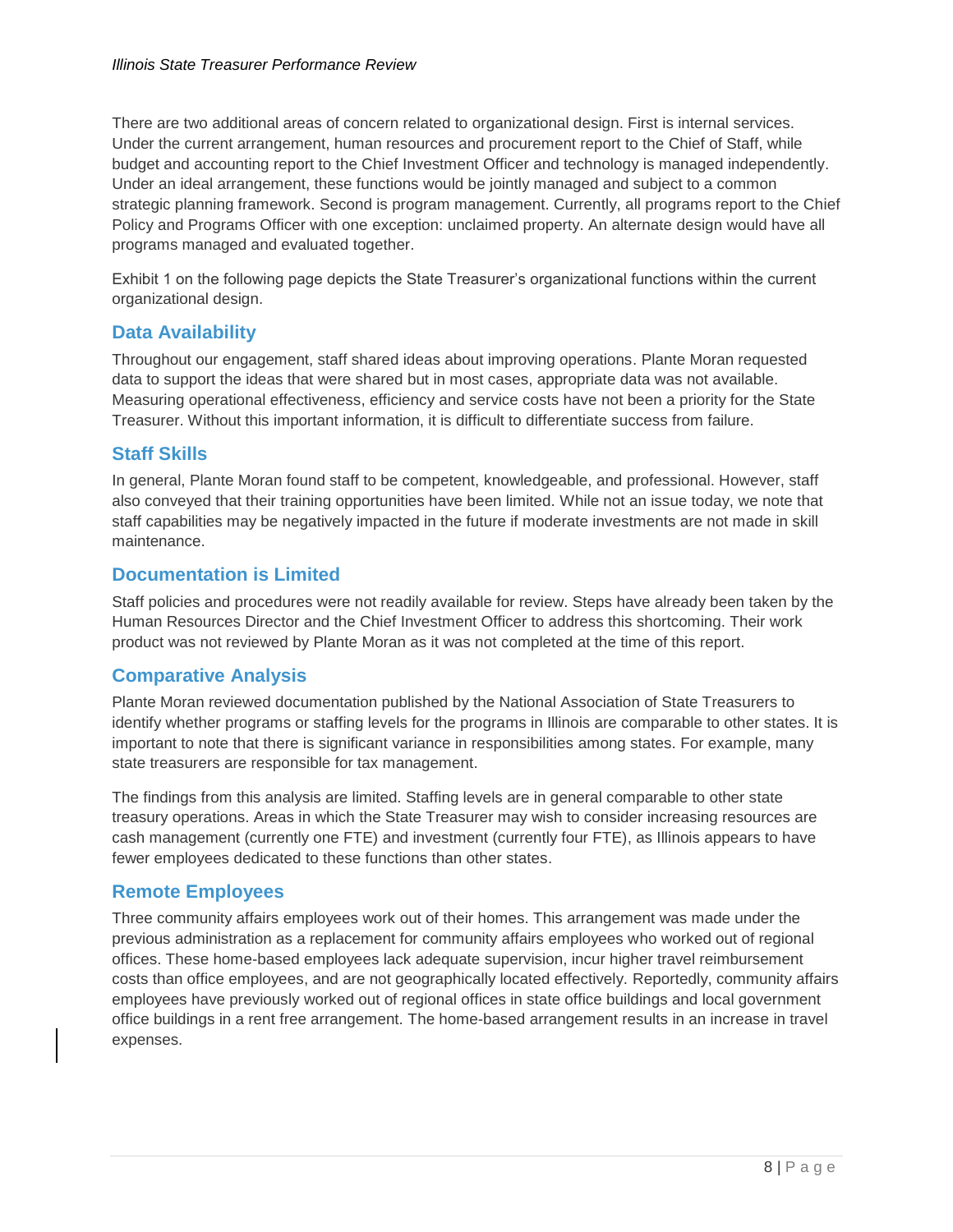There are two additional areas of concern related to organizational design. First is internal services. Under the current arrangement, human resources and procurement report to the Chief of Staff, while budget and accounting report to the Chief Investment Officer and technology is managed independently. Under an ideal arrangement, these functions would be jointly managed and subject to a common strategic planning framework. Second is program management. Currently, all programs report to the Chief Policy and Programs Officer with one exception: unclaimed property. An alternate design would have all programs managed and evaluated together.

Exhibit 1 on the following page depicts the State Treasurer's organizational functions within the current organizational design.

## Data Availability

Throughout our engagement, staff shared ideas about improving operations. Plante Moran requested data to support the ideas that were shared but in most cases, appropriate data was not available. Measuring operational effectiveness, efficiency and service costs have not been a priority for the State Treasurer. Without this important information, it is difficult to differentiate success from failure.

## Staff Skills

In general, Plante Moran found staff to be competent, knowledgeable, and professional. However, staff also conveyed that their training opportunities have been limited. While not an issue today, we note that staff capabilities may be negatively impacted in the future if moderate investments are not made in skill maintenance.

## Documentation is Limited

Staff policies and procedures were not readily available for review. Steps have already been taken by the Human Resources Director and the Chief Investment Officer to address this shortcoming. Their work product was not reviewed by Plante Moran as it was not completed at the time of this report.

## Comparative Analysis

Plante Moran reviewed documentation published by the National Association of State Treasurers to identify whether programs or staffing levels for the programs in Illinois are comparable to other states. It is important to note that there is significant variance in responsibilities among states. For example, many state treasurers are responsible for tax management.

The findings from this analysis are limited. Staffing levels are in general comparable to other state treasury operations. Areas in which the State Treasurer may wish to consider increasing resources are cash management (currently one FTE) and investment (currently four FTE), as Illinois appears to have fewer employees dedicated to these functions than other states.

## Remote Employees

Three community affairs employees work out of their homes. This arrangement was made under the previous administration as a replacement for community affairs employees who worked out of regional offices. These home-based employees lack adequate supervision, incur higher travel reimbursement costs than office employees, and are not geographically located effectively. Reportedly, community affairs employees have previously worked out of regional offices in state office buildings and local government office buildings in a rent free arrangement. The home-based arrangement results in an increase in travel expenses.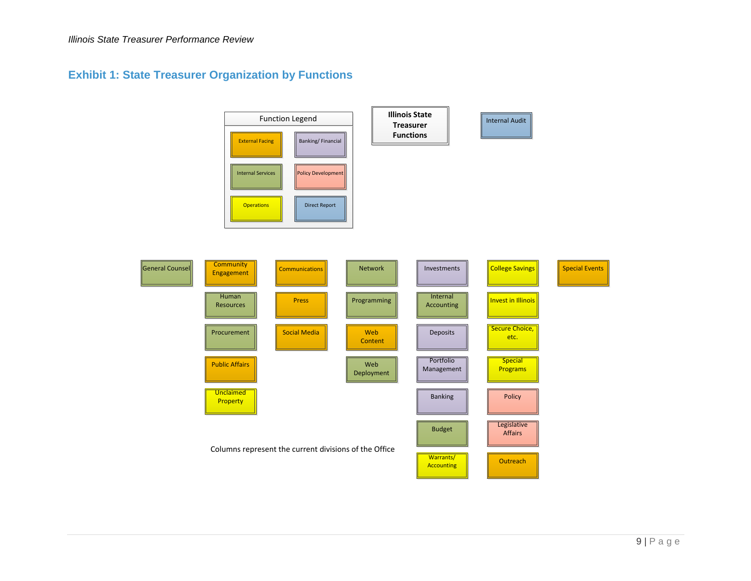## Exhibit 1: State Treasurer Organization by Functions

**Illinois State Treasurer Functions**

**Function Legend**

| Color | Function |
|---|---|
| Orange | External Facing |
| Purple | Banking/ Financial |
| Green | Internal Services |
| Pink | Policy Development |
| Yellow | Operations |
| Blue | Direct Report |

Internal Audit (Direct Report)

| Column 1 | Column 2 | Column 3 | Column 4 | Column 5 | Column 6 | Column 7 |
|---|---|---|---|---|---|---|
| General Counsel (Internal Services) | Community Engagement (External Facing) | Communications (External Facing) | Network (Internal Services) | Investments (Banking/ Financial) | College Savings (Operations) | Special Events (External Facing) |
| | Human Resources (Internal Services) | Press (External Facing) | Programming (Internal Services) | Internal Accounting (Internal Services) | Invest in Illinois (Operations) | |
| | Procurement (Internal Services) | Social Media (External Facing) | Web Content (External Facing) | Deposits (Banking/ Financial) | Secure Choice, etc. (Operations) | |
| | Public Affairs (External Facing) | | Web Deployment (Internal Services) | Portfolio Management (Banking/ Financial) | Special Programs (Operations) | |
| | Unclaimed Property (Operations) | | | Banking (Banking/ Financial) | Policy (Policy Development) | |
| | | | | Budget (Internal Services) | Legislative Affairs (Policy Development) | |
| | | | | Warrants/ Accounting (Operations) | Outreach (External Facing) | |

Columns represent the current divisions of the Office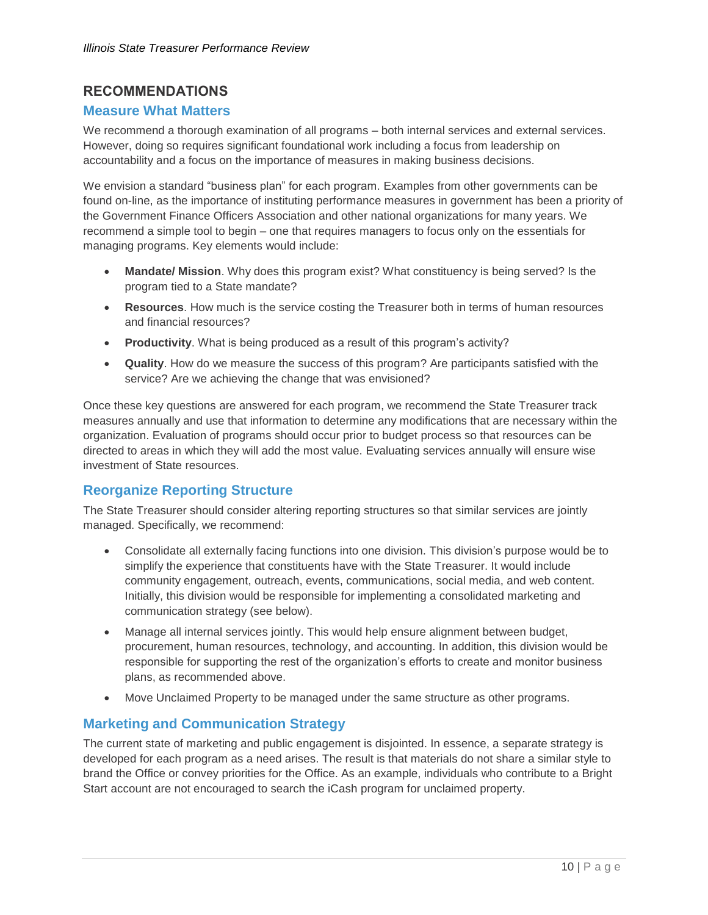## RECOMMENDATIONS

### Measure What Matters

We recommend a thorough examination of all programs – both internal services and external services. However, doing so requires significant foundational work including a focus from leadership on accountability and a focus on the importance of measures in making business decisions.

We envision a standard "business plan" for each program. Examples from other governments can be found on-line, as the importance of instituting performance measures in government has been a priority of the Government Finance Officers Association and other national organizations for many years. We recommend a simple tool to begin – one that requires managers to focus only on the essentials for managing programs. Key elements would include:

- **Mandate/ Mission**. Why does this program exist? What constituency is being served? Is the program tied to a State mandate?
- **Resources**. How much is the service costing the Treasurer both in terms of human resources and financial resources?
- **Productivity**. What is being produced as a result of this program's activity?
- **Quality**. How do we measure the success of this program? Are participants satisfied with the service? Are we achieving the change that was envisioned?

Once these key questions are answered for each program, we recommend the State Treasurer track measures annually and use that information to determine any modifications that are necessary within the organization. Evaluation of programs should occur prior to budget process so that resources can be directed to areas in which they will add the most value. Evaluating services annually will ensure wise investment of State resources.

### Reorganize Reporting Structure

The State Treasurer should consider altering reporting structures so that similar services are jointly managed. Specifically, we recommend:

- Consolidate all externally facing functions into one division. This division's purpose would be to simplify the experience that constituents have with the State Treasurer. It would include community engagement, outreach, events, communications, social media, and web content. Initially, this division would be responsible for implementing a consolidated marketing and communication strategy (see below).
- Manage all internal services jointly. This would help ensure alignment between budget, procurement, human resources, technology, and accounting. In addition, this division would be responsible for supporting the rest of the organization's efforts to create and monitor business plans, as recommended above.
- Move Unclaimed Property to be managed under the same structure as other programs.

### Marketing and Communication Strategy

The current state of marketing and public engagement is disjointed. In essence, a separate strategy is developed for each program as a need arises. The result is that materials do not share a similar style to brand the Office or convey priorities for the Office. As an example, individuals who contribute to a Bright Start account are not encouraged to search the iCash program for unclaimed property.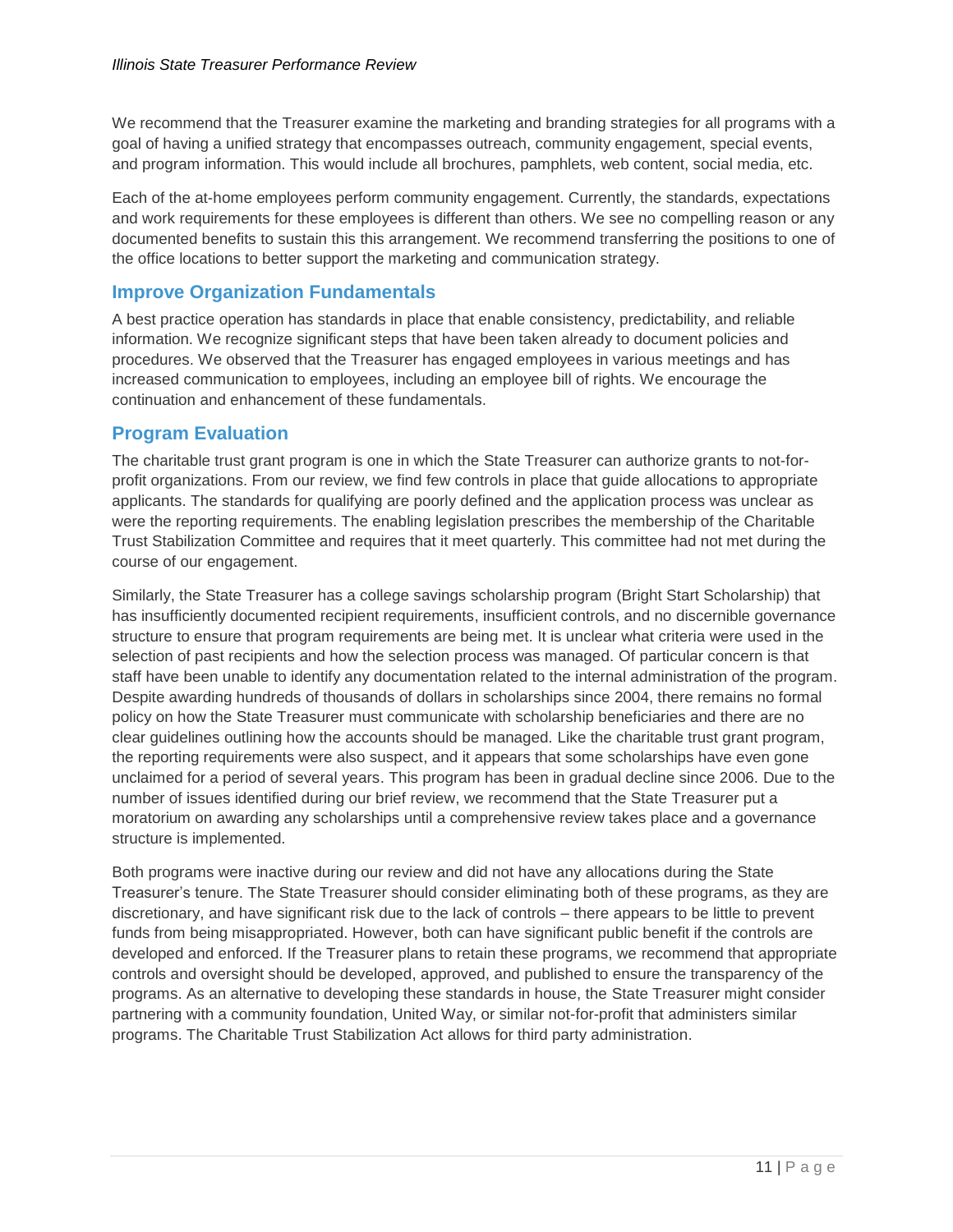We recommend that the Treasurer examine the marketing and branding strategies for all programs with a goal of having a unified strategy that encompasses outreach, community engagement, special events, and program information. This would include all brochures, pamphlets, web content, social media, etc.

Each of the at-home employees perform community engagement. Currently, the standards, expectations and work requirements for these employees is different than others. We see no compelling reason or any documented benefits to sustain this this arrangement. We recommend transferring the positions to one of the office locations to better support the marketing and communication strategy.

## Improve Organization Fundamentals

A best practice operation has standards in place that enable consistency, predictability, and reliable information. We recognize significant steps that have been taken already to document policies and procedures. We observed that the Treasurer has engaged employees in various meetings and has increased communication to employees, including an employee bill of rights. We encourage the continuation and enhancement of these fundamentals.

## Program Evaluation

The charitable trust grant program is one in which the State Treasurer can authorize grants to not-for-profit organizations. From our review, we find few controls in place that guide allocations to appropriate applicants. The standards for qualifying are poorly defined and the application process was unclear as were the reporting requirements. The enabling legislation prescribes the membership of the Charitable Trust Stabilization Committee and requires that it meet quarterly. This committee had not met during the course of our engagement.

Similarly, the State Treasurer has a college savings scholarship program (Bright Start Scholarship) that has insufficiently documented recipient requirements, insufficient controls, and no discernible governance structure to ensure that program requirements are being met. It is unclear what criteria were used in the selection of past recipients and how the selection process was managed. Of particular concern is that staff have been unable to identify any documentation related to the internal administration of the program. Despite awarding hundreds of thousands of dollars in scholarships since 2004, there remains no formal policy on how the State Treasurer must communicate with scholarship beneficiaries and there are no clear guidelines outlining how the accounts should be managed. Like the charitable trust grant program, the reporting requirements were also suspect, and it appears that some scholarships have even gone unclaimed for a period of several years. This program has been in gradual decline since 2006. Due to the number of issues identified during our brief review, we recommend that the State Treasurer put a moratorium on awarding any scholarships until a comprehensive review takes place and a governance structure is implemented.

Both programs were inactive during our review and did not have any allocations during the State Treasurer's tenure. The State Treasurer should consider eliminating both of these programs, as they are discretionary, and have significant risk due to the lack of controls – there appears to be little to prevent funds from being misappropriated. However, both can have significant public benefit if the controls are developed and enforced. If the Treasurer plans to retain these programs, we recommend that appropriate controls and oversight should be developed, approved, and published to ensure the transparency of the programs. As an alternative to developing these standards in house, the State Treasurer might consider partnering with a community foundation, United Way, or similar not-for-profit that administers similar programs. The Charitable Trust Stabilization Act allows for third party administration.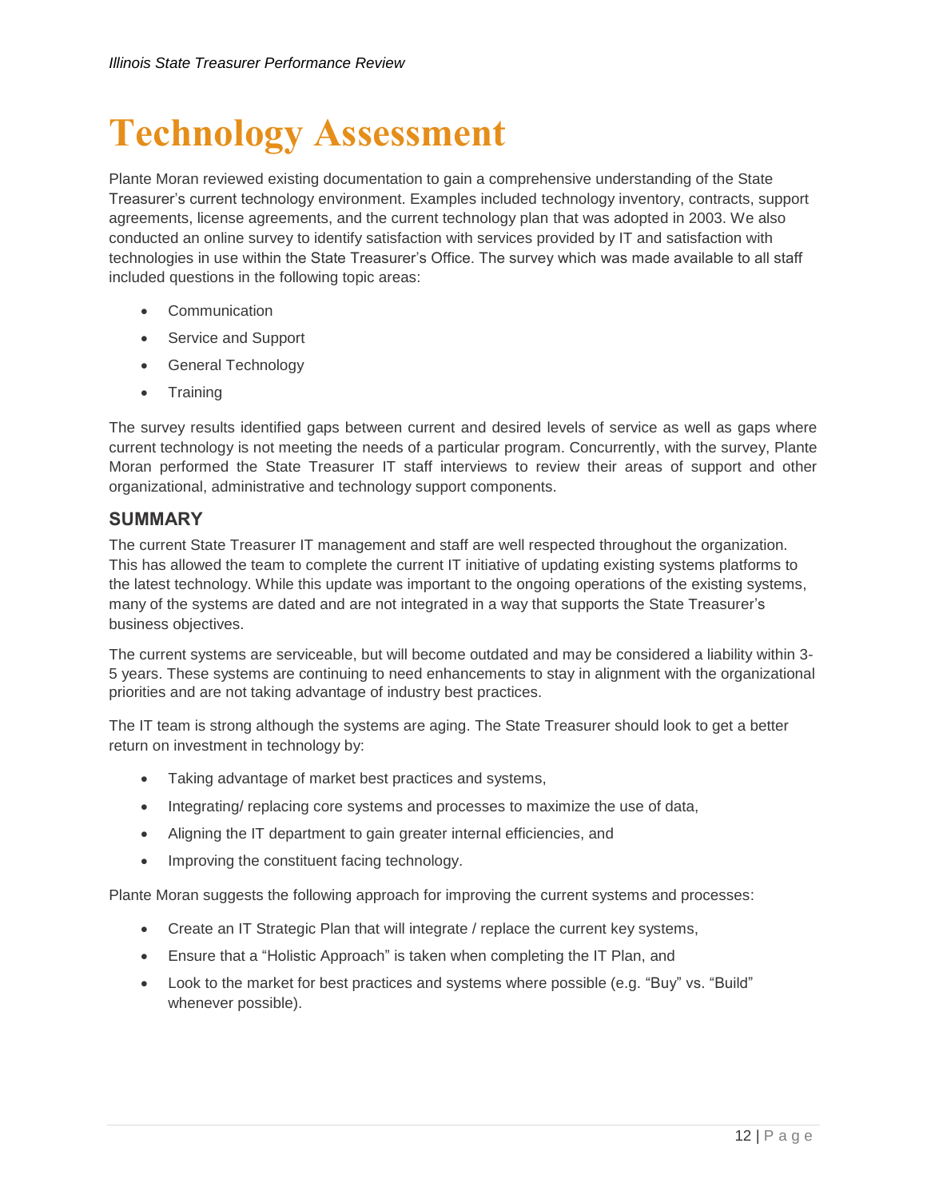# Technology Assessment

Plante Moran reviewed existing documentation to gain a comprehensive understanding of the State Treasurer's current technology environment. Examples included technology inventory, contracts, support agreements, license agreements, and the current technology plan that was adopted in 2003. We also conducted an online survey to identify satisfaction with services provided by IT and satisfaction with technologies in use within the State Treasurer's Office. The survey which was made available to all staff included questions in the following topic areas:

- Communication
- Service and Support
- General Technology
- Training

The survey results identified gaps between current and desired levels of service as well as gaps where current technology is not meeting the needs of a particular program. Concurrently, with the survey, Plante Moran performed the State Treasurer IT staff interviews to review their areas of support and other organizational, administrative and technology support components.

## SUMMARY

The current State Treasurer IT management and staff are well respected throughout the organization. This has allowed the team to complete the current IT initiative of updating existing systems platforms to the latest technology. While this update was important to the ongoing operations of the existing systems, many of the systems are dated and are not integrated in a way that supports the State Treasurer's business objectives.

The current systems are serviceable, but will become outdated and may be considered a liability within 3-5 years. These systems are continuing to need enhancements to stay in alignment with the organizational priorities and are not taking advantage of industry best practices.

The IT team is strong although the systems are aging. The State Treasurer should look to get a better return on investment in technology by:

- Taking advantage of market best practices and systems,
- Integrating/ replacing core systems and processes to maximize the use of data,
- Aligning the IT department to gain greater internal efficiencies, and
- Improving the constituent facing technology.

Plante Moran suggests the following approach for improving the current systems and processes:

- Create an IT Strategic Plan that will integrate / replace the current key systems,
- Ensure that a "Holistic Approach" is taken when completing the IT Plan, and
- Look to the market for best practices and systems where possible (e.g. "Buy" vs. "Build" whenever possible).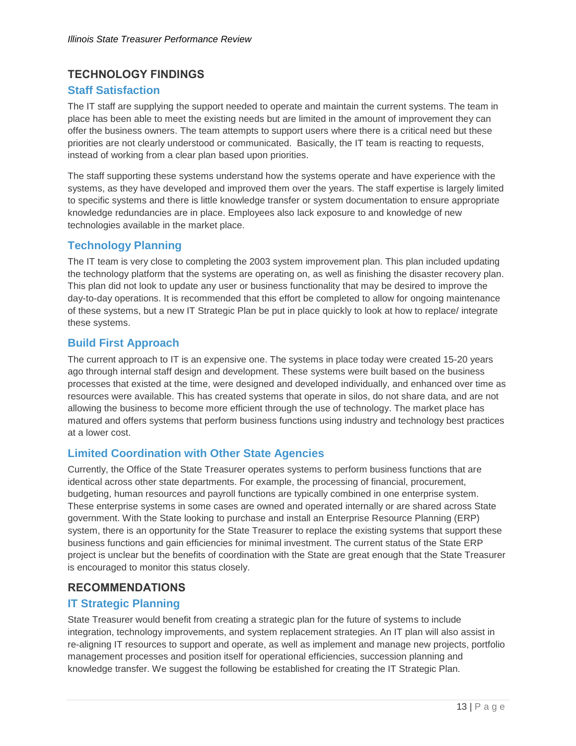## TECHNOLOGY FINDINGS

### Staff Satisfaction

The IT staff are supplying the support needed to operate and maintain the current systems. The team in place has been able to meet the existing needs but are limited in the amount of improvement they can offer the business owners. The team attempts to support users where there is a critical need but these priorities are not clearly understood or communicated. Basically, the IT team is reacting to requests, instead of working from a clear plan based upon priorities.

The staff supporting these systems understand how the systems operate and have experience with the systems, as they have developed and improved them over the years. The staff expertise is largely limited to specific systems and there is little knowledge transfer or system documentation to ensure appropriate knowledge redundancies are in place. Employees also lack exposure to and knowledge of new technologies available in the market place.

### Technology Planning

The IT team is very close to completing the 2003 system improvement plan. This plan included updating the technology platform that the systems are operating on, as well as finishing the disaster recovery plan. This plan did not look to update any user or business functionality that may be desired to improve the day-to-day operations. It is recommended that this effort be completed to allow for ongoing maintenance of these systems, but a new IT Strategic Plan be put in place quickly to look at how to replace/ integrate these systems.

### Build First Approach

The current approach to IT is an expensive one. The systems in place today were created 15-20 years ago through internal staff design and development. These systems were built based on the business processes that existed at the time, were designed and developed individually, and enhanced over time as resources were available. This has created systems that operate in silos, do not share data, and are not allowing the business to become more efficient through the use of technology. The market place has matured and offers systems that perform business functions using industry and technology best practices at a lower cost.

### Limited Coordination with Other State Agencies

Currently, the Office of the State Treasurer operates systems to perform business functions that are identical across other state departments. For example, the processing of financial, procurement, budgeting, human resources and payroll functions are typically combined in one enterprise system. These enterprise systems in some cases are owned and operated internally or are shared across State government. With the State looking to purchase and install an Enterprise Resource Planning (ERP) system, there is an opportunity for the State Treasurer to replace the existing systems that support these business functions and gain efficiencies for minimal investment. The current status of the State ERP project is unclear but the benefits of coordination with the State are great enough that the State Treasurer is encouraged to monitor this status closely.

## RECOMMENDATIONS

### IT Strategic Planning

State Treasurer would benefit from creating a strategic plan for the future of systems to include integration, technology improvements, and system replacement strategies. An IT plan will also assist in re-aligning IT resources to support and operate, as well as implement and manage new projects, portfolio management processes and position itself for operational efficiencies, succession planning and knowledge transfer. We suggest the following be established for creating the IT Strategic Plan.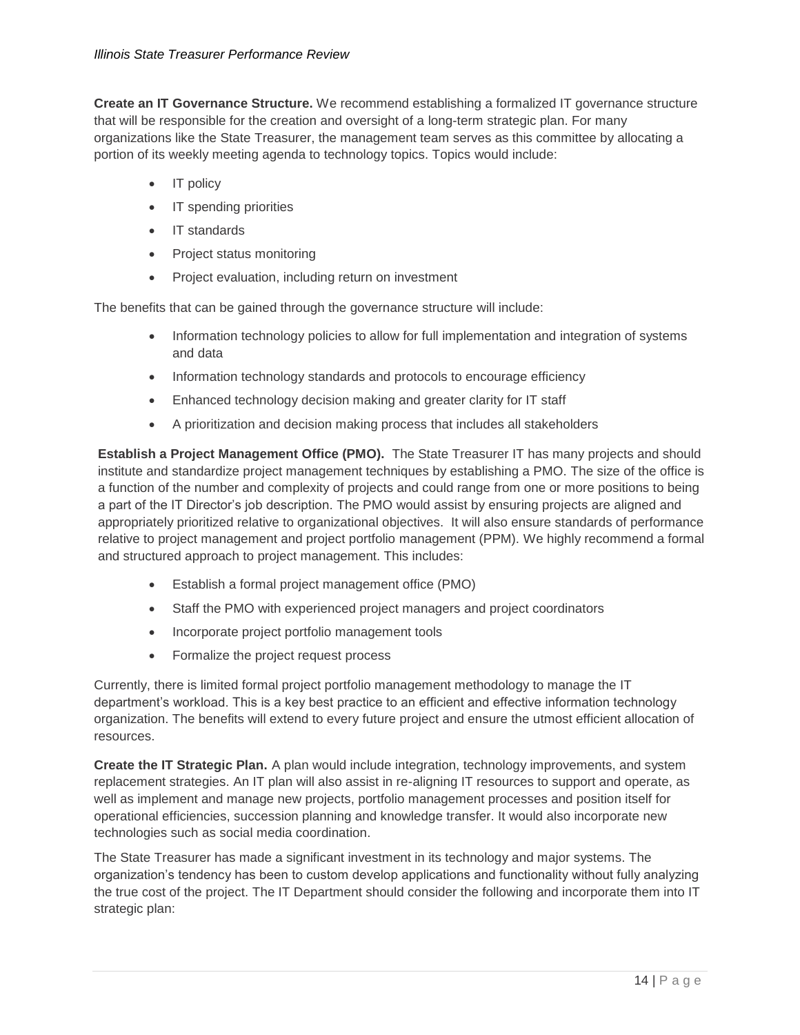**Create an IT Governance Structure.** We recommend establishing a formalized IT governance structure that will be responsible for the creation and oversight of a long-term strategic plan. For many organizations like the State Treasurer, the management team serves as this committee by allocating a portion of its weekly meeting agenda to technology topics. Topics would include:

- IT policy
- IT spending priorities
- IT standards
- Project status monitoring
- Project evaluation, including return on investment

The benefits that can be gained through the governance structure will include:

- Information technology policies to allow for full implementation and integration of systems and data
- Information technology standards and protocols to encourage efficiency
- Enhanced technology decision making and greater clarity for IT staff
- A prioritization and decision making process that includes all stakeholders

**Establish a Project Management Office (PMO).** The State Treasurer IT has many projects and should institute and standardize project management techniques by establishing a PMO. The size of the office is a function of the number and complexity of projects and could range from one or more positions to being a part of the IT Director's job description. The PMO would assist by ensuring projects are aligned and appropriately prioritized relative to organizational objectives. It will also ensure standards of performance relative to project management and project portfolio management (PPM). We highly recommend a formal and structured approach to project management. This includes:

- Establish a formal project management office (PMO)
- Staff the PMO with experienced project managers and project coordinators
- Incorporate project portfolio management tools
- Formalize the project request process

Currently, there is limited formal project portfolio management methodology to manage the IT department's workload. This is a key best practice to an efficient and effective information technology organization. The benefits will extend to every future project and ensure the utmost efficient allocation of resources.

**Create the IT Strategic Plan.** A plan would include integration, technology improvements, and system replacement strategies. An IT plan will also assist in re-aligning IT resources to support and operate, as well as implement and manage new projects, portfolio management processes and position itself for operational efficiencies, succession planning and knowledge transfer. It would also incorporate new technologies such as social media coordination.

The State Treasurer has made a significant investment in its technology and major systems. The organization's tendency has been to custom develop applications and functionality without fully analyzing the true cost of the project. The IT Department should consider the following and incorporate them into IT strategic plan: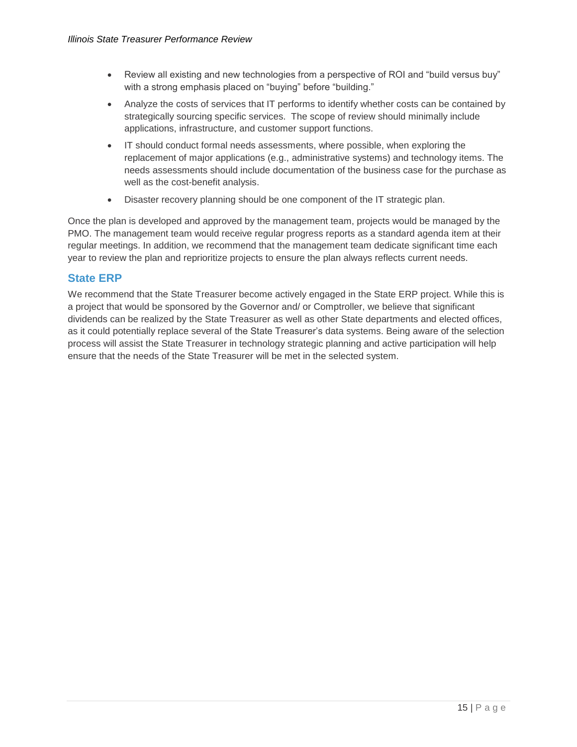- Review all existing and new technologies from a perspective of ROI and "build versus buy" with a strong emphasis placed on "buying" before "building."
- Analyze the costs of services that IT performs to identify whether costs can be contained by strategically sourcing specific services. The scope of review should minimally include applications, infrastructure, and customer support functions.
- IT should conduct formal needs assessments, where possible, when exploring the replacement of major applications (e.g., administrative systems) and technology items. The needs assessments should include documentation of the business case for the purchase as well as the cost-benefit analysis.
- Disaster recovery planning should be one component of the IT strategic plan.

Once the plan is developed and approved by the management team, projects would be managed by the PMO. The management team would receive regular progress reports as a standard agenda item at their regular meetings. In addition, we recommend that the management team dedicate significant time each year to review the plan and reprioritize projects to ensure the plan always reflects current needs.

## State ERP

We recommend that the State Treasurer become actively engaged in the State ERP project. While this is a project that would be sponsored by the Governor and/ or Comptroller, we believe that significant dividends can be realized by the State Treasurer as well as other State departments and elected offices, as it could potentially replace several of the State Treasurer's data systems. Being aware of the selection process will assist the State Treasurer in technology strategic planning and active participation will help ensure that the needs of the State Treasurer will be met in the selected system.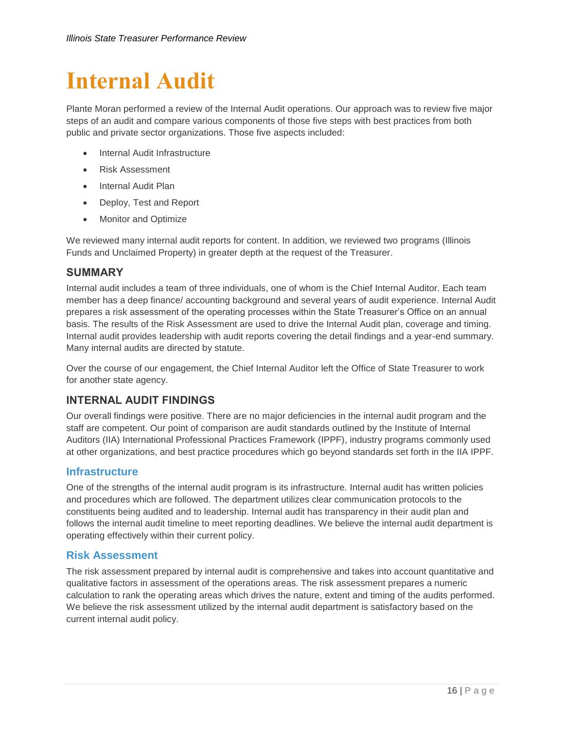# Internal Audit

Plante Moran performed a review of the Internal Audit operations. Our approach was to review five major steps of an audit and compare various components of those five steps with best practices from both public and private sector organizations. Those five aspects included:

- Internal Audit Infrastructure
- Risk Assessment
- Internal Audit Plan
- Deploy, Test and Report
- Monitor and Optimize

We reviewed many internal audit reports for content. In addition, we reviewed two programs (Illinois Funds and Unclaimed Property) in greater depth at the request of the Treasurer.

## SUMMARY

Internal audit includes a team of three individuals, one of whom is the Chief Internal Auditor. Each team member has a deep finance/ accounting background and several years of audit experience. Internal Audit prepares a risk assessment of the operating processes within the State Treasurer's Office on an annual basis. The results of the Risk Assessment are used to drive the Internal Audit plan, coverage and timing. Internal audit provides leadership with audit reports covering the detail findings and a year-end summary. Many internal audits are directed by statute.

Over the course of our engagement, the Chief Internal Auditor left the Office of State Treasurer to work for another state agency.

## INTERNAL AUDIT FINDINGS

Our overall findings were positive. There are no major deficiencies in the internal audit program and the staff are competent. Our point of comparison are audit standards outlined by the Institute of Internal Auditors (IIA) International Professional Practices Framework (IPPF), industry programs commonly used at other organizations, and best practice procedures which go beyond standards set forth in the IIA IPPF.

### Infrastructure

One of the strengths of the internal audit program is its infrastructure. Internal audit has written policies and procedures which are followed. The department utilizes clear communication protocols to the constituents being audited and to leadership. Internal audit has transparency in their audit plan and follows the internal audit timeline to meet reporting deadlines. We believe the internal audit department is operating effectively within their current policy.

### Risk Assessment

The risk assessment prepared by internal audit is comprehensive and takes into account quantitative and qualitative factors in assessment of the operations areas. The risk assessment prepares a numeric calculation to rank the operating areas which drives the nature, extent and timing of the audits performed. We believe the risk assessment utilized by the internal audit department is satisfactory based on the current internal audit policy.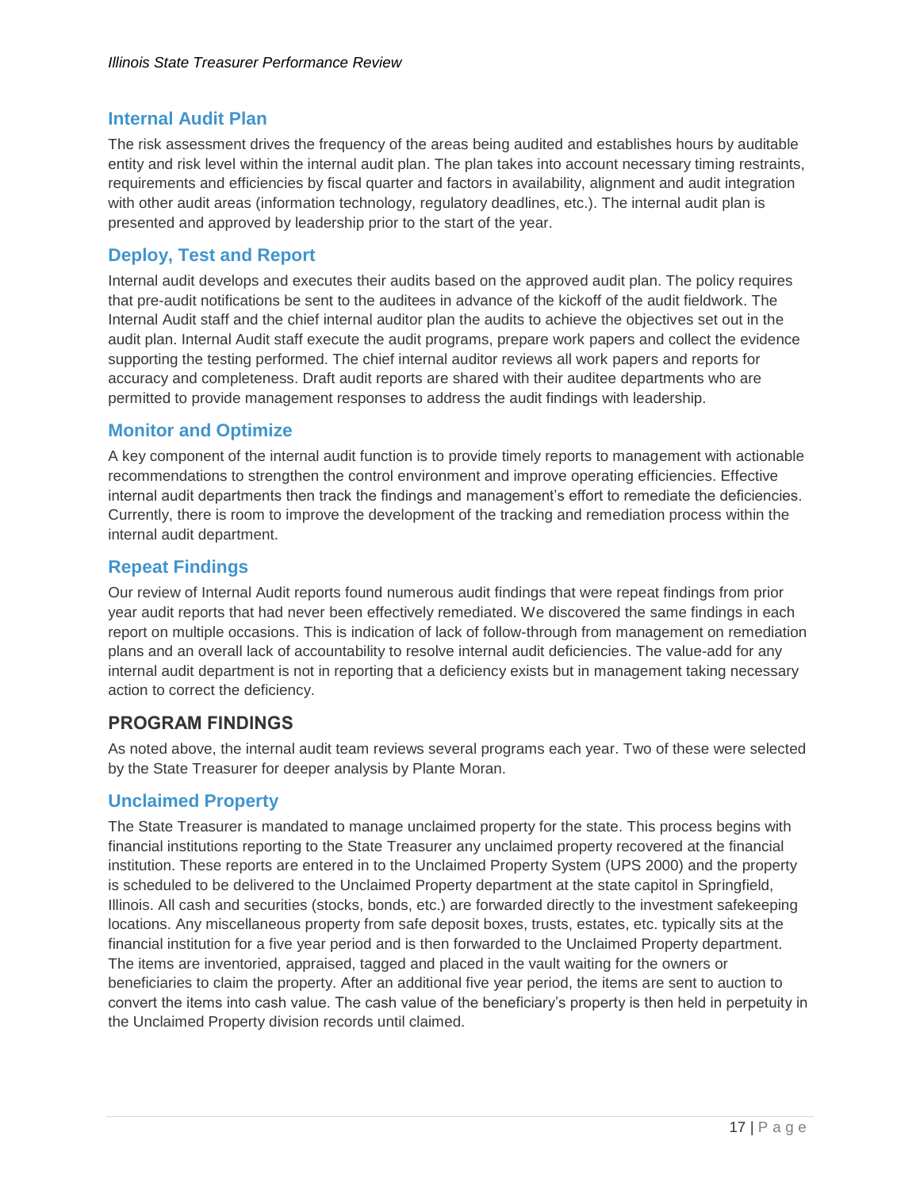### Internal Audit Plan

The risk assessment drives the frequency of the areas being audited and establishes hours by auditable entity and risk level within the internal audit plan. The plan takes into account necessary timing restraints, requirements and efficiencies by fiscal quarter and factors in availability, alignment and audit integration with other audit areas (information technology, regulatory deadlines, etc.). The internal audit plan is presented and approved by leadership prior to the start of the year.

### Deploy, Test and Report

Internal audit develops and executes their audits based on the approved audit plan. The policy requires that pre-audit notifications be sent to the auditees in advance of the kickoff of the audit fieldwork. The Internal Audit staff and the chief internal auditor plan the audits to achieve the objectives set out in the audit plan. Internal Audit staff execute the audit programs, prepare work papers and collect the evidence supporting the testing performed. The chief internal auditor reviews all work papers and reports for accuracy and completeness. Draft audit reports are shared with their auditee departments who are permitted to provide management responses to address the audit findings with leadership.

### Monitor and Optimize

A key component of the internal audit function is to provide timely reports to management with actionable recommendations to strengthen the control environment and improve operating efficiencies. Effective internal audit departments then track the findings and management's effort to remediate the deficiencies. Currently, there is room to improve the development of the tracking and remediation process within the internal audit department.

### Repeat Findings

Our review of Internal Audit reports found numerous audit findings that were repeat findings from prior year audit reports that had never been effectively remediated. We discovered the same findings in each report on multiple occasions. This is indication of lack of follow-through from management on remediation plans and an overall lack of accountability to resolve internal audit deficiencies. The value-add for any internal audit department is not in reporting that a deficiency exists but in management taking necessary action to correct the deficiency.

## PROGRAM FINDINGS

As noted above, the internal audit team reviews several programs each year. Two of these were selected by the State Treasurer for deeper analysis by Plante Moran.

### Unclaimed Property

The State Treasurer is mandated to manage unclaimed property for the state. This process begins with financial institutions reporting to the State Treasurer any unclaimed property recovered at the financial institution. These reports are entered in to the Unclaimed Property System (UPS 2000) and the property is scheduled to be delivered to the Unclaimed Property department at the state capitol in Springfield, Illinois. All cash and securities (stocks, bonds, etc.) are forwarded directly to the investment safekeeping locations. Any miscellaneous property from safe deposit boxes, trusts, estates, etc. typically sits at the financial institution for a five year period and is then forwarded to the Unclaimed Property department. The items are inventoried, appraised, tagged and placed in the vault waiting for the owners or beneficiaries to claim the property. After an additional five year period, the items are sent to auction to convert the items into cash value. The cash value of the beneficiary's property is then held in perpetuity in the Unclaimed Property division records until claimed.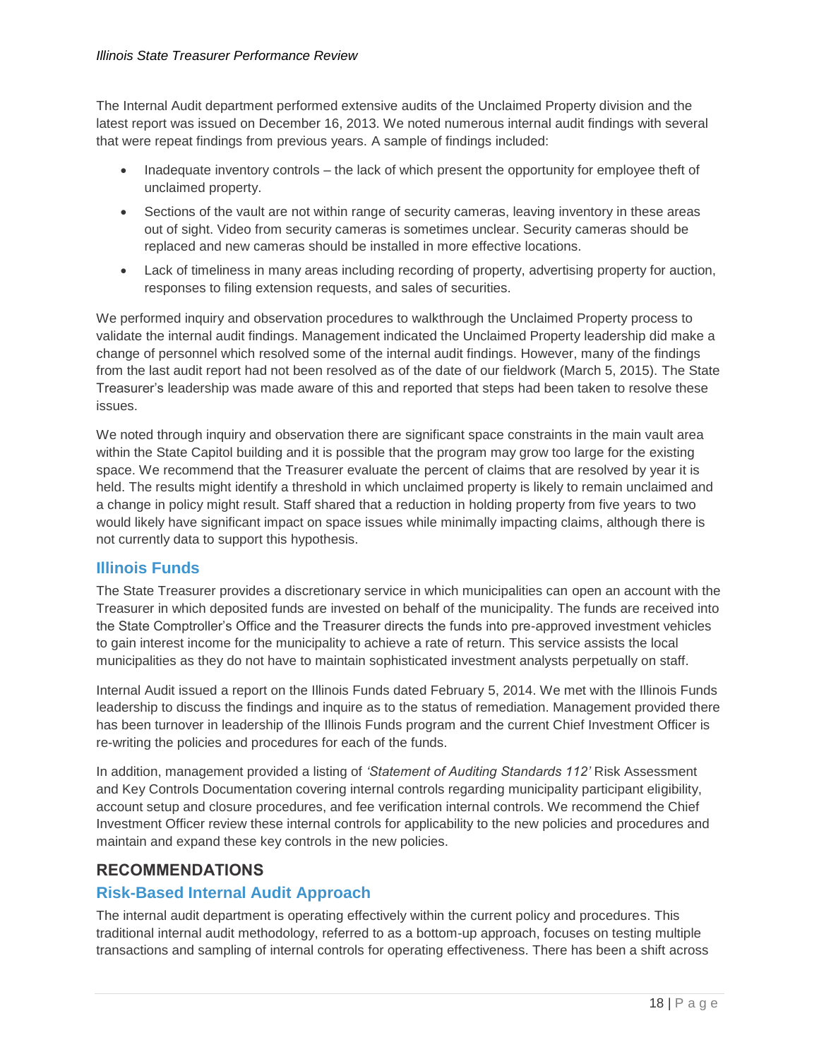The Internal Audit department performed extensive audits of the Unclaimed Property division and the latest report was issued on December 16, 2013. We noted numerous internal audit findings with several that were repeat findings from previous years. A sample of findings included:

- Inadequate inventory controls – the lack of which present the opportunity for employee theft of unclaimed property.
- Sections of the vault are not within range of security cameras, leaving inventory in these areas out of sight. Video from security cameras is sometimes unclear. Security cameras should be replaced and new cameras should be installed in more effective locations.
- Lack of timeliness in many areas including recording of property, advertising property for auction, responses to filing extension requests, and sales of securities.

We performed inquiry and observation procedures to walkthrough the Unclaimed Property process to validate the internal audit findings. Management indicated the Unclaimed Property leadership did make a change of personnel which resolved some of the internal audit findings. However, many of the findings from the last audit report had not been resolved as of the date of our fieldwork (March 5, 2015). The State Treasurer's leadership was made aware of this and reported that steps had been taken to resolve these issues.

We noted through inquiry and observation there are significant space constraints in the main vault area within the State Capitol building and it is possible that the program may grow too large for the existing space. We recommend that the Treasurer evaluate the percent of claims that are resolved by year it is held. The results might identify a threshold in which unclaimed property is likely to remain unclaimed and a change in policy might result. Staff shared that a reduction in holding property from five years to two would likely have significant impact on space issues while minimally impacting claims, although there is not currently data to support this hypothesis.

### Illinois Funds

The State Treasurer provides a discretionary service in which municipalities can open an account with the Treasurer in which deposited funds are invested on behalf of the municipality. The funds are received into the State Comptroller's Office and the Treasurer directs the funds into pre-approved investment vehicles to gain interest income for the municipality to achieve a rate of return. This service assists the local municipalities as they do not have to maintain sophisticated investment analysts perpetually on staff.

Internal Audit issued a report on the Illinois Funds dated February 5, 2014. We met with the Illinois Funds leadership to discuss the findings and inquire as to the status of remediation. Management provided there has been turnover in leadership of the Illinois Funds program and the current Chief Investment Officer is re-writing the policies and procedures for each of the funds.

In addition, management provided a listing of *'Statement of Auditing Standards 112'* Risk Assessment and Key Controls Documentation covering internal controls regarding municipality participant eligibility, account setup and closure procedures, and fee verification internal controls. We recommend the Chief Investment Officer review these internal controls for applicability to the new policies and procedures and maintain and expand these key controls in the new policies.

## RECOMMENDATIONS

### Risk-Based Internal Audit Approach

The internal audit department is operating effectively within the current policy and procedures. This traditional internal audit methodology, referred to as a bottom-up approach, focuses on testing multiple transactions and sampling of internal controls for operating effectiveness. There has been a shift across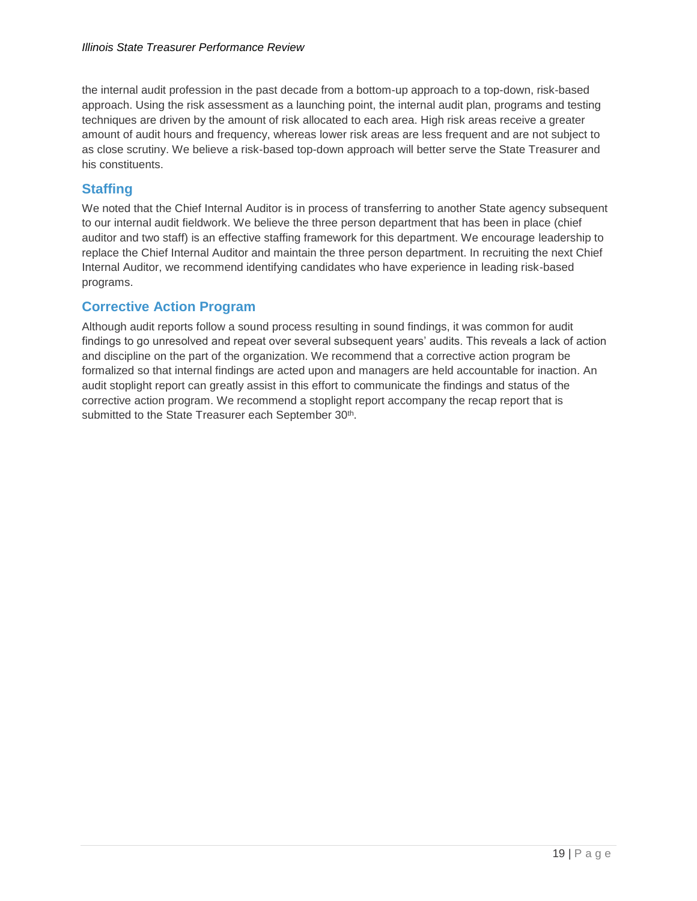the internal audit profession in the past decade from a bottom-up approach to a top-down, risk-based approach. Using the risk assessment as a launching point, the internal audit plan, programs and testing techniques are driven by the amount of risk allocated to each area. High risk areas receive a greater amount of audit hours and frequency, whereas lower risk areas are less frequent and are not subject to as close scrutiny. We believe a risk-based top-down approach will better serve the State Treasurer and his constituents.

## Staffing

We noted that the Chief Internal Auditor is in process of transferring to another State agency subsequent to our internal audit fieldwork. We believe the three person department that has been in place (chief auditor and two staff) is an effective staffing framework for this department. We encourage leadership to replace the Chief Internal Auditor and maintain the three person department. In recruiting the next Chief Internal Auditor, we recommend identifying candidates who have experience in leading risk-based programs.

## Corrective Action Program

Although audit reports follow a sound process resulting in sound findings, it was common for audit findings to go unresolved and repeat over several subsequent years' audits. This reveals a lack of action and discipline on the part of the organization. We recommend that a corrective action program be formalized so that internal findings are acted upon and managers are held accountable for inaction. An audit stoplight report can greatly assist in this effort to communicate the findings and status of the corrective action program. We recommend a stoplight report accompany the recap report that is submitted to the State Treasurer each September 30th.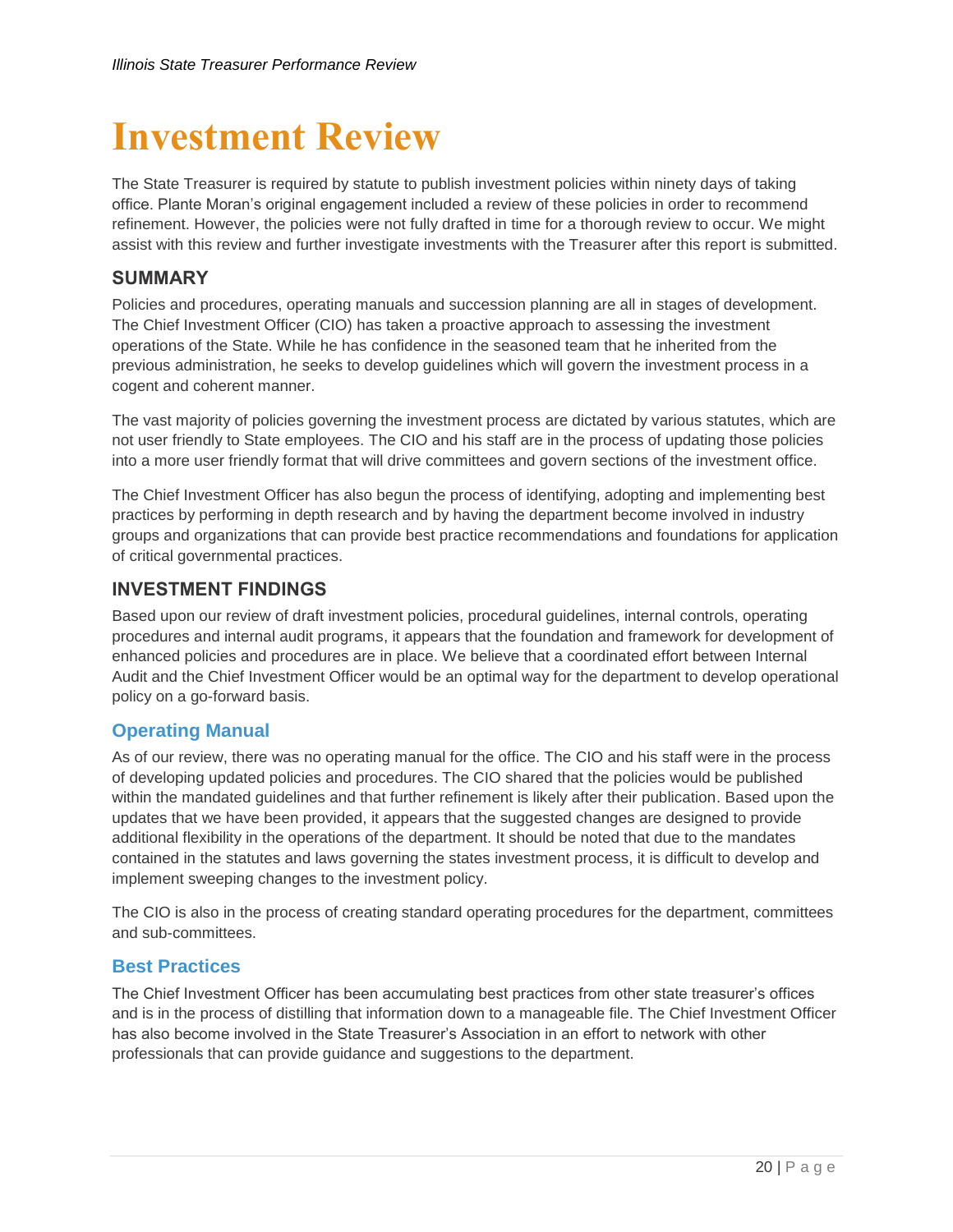# Investment Review

The State Treasurer is required by statute to publish investment policies within ninety days of taking office. Plante Moran's original engagement included a review of these policies in order to recommend refinement. However, the policies were not fully drafted in time for a thorough review to occur. We might assist with this review and further investigate investments with the Treasurer after this report is submitted.

## SUMMARY

Policies and procedures, operating manuals and succession planning are all in stages of development. The Chief Investment Officer (CIO) has taken a proactive approach to assessing the investment operations of the State. While he has confidence in the seasoned team that he inherited from the previous administration, he seeks to develop guidelines which will govern the investment process in a cogent and coherent manner.

The vast majority of policies governing the investment process are dictated by various statutes, which are not user friendly to State employees. The CIO and his staff are in the process of updating those policies into a more user friendly format that will drive committees and govern sections of the investment office.

The Chief Investment Officer has also begun the process of identifying, adopting and implementing best practices by performing in depth research and by having the department become involved in industry groups and organizations that can provide best practice recommendations and foundations for application of critical governmental practices.

## INVESTMENT FINDINGS

Based upon our review of draft investment policies, procedural guidelines, internal controls, operating procedures and internal audit programs, it appears that the foundation and framework for development of enhanced policies and procedures are in place. We believe that a coordinated effort between Internal Audit and the Chief Investment Officer would be an optimal way for the department to develop operational policy on a go-forward basis.

### Operating Manual

As of our review, there was no operating manual for the office. The CIO and his staff were in the process of developing updated policies and procedures. The CIO shared that the policies would be published within the mandated guidelines and that further refinement is likely after their publication. Based upon the updates that we have been provided, it appears that the suggested changes are designed to provide additional flexibility in the operations of the department. It should be noted that due to the mandates contained in the statutes and laws governing the states investment process, it is difficult to develop and implement sweeping changes to the investment policy.

The CIO is also in the process of creating standard operating procedures for the department, committees and sub-committees.

### Best Practices

The Chief Investment Officer has been accumulating best practices from other state treasurer's offices and is in the process of distilling that information down to a manageable file. The Chief Investment Officer has also become involved in the State Treasurer's Association in an effort to network with other professionals that can provide guidance and suggestions to the department.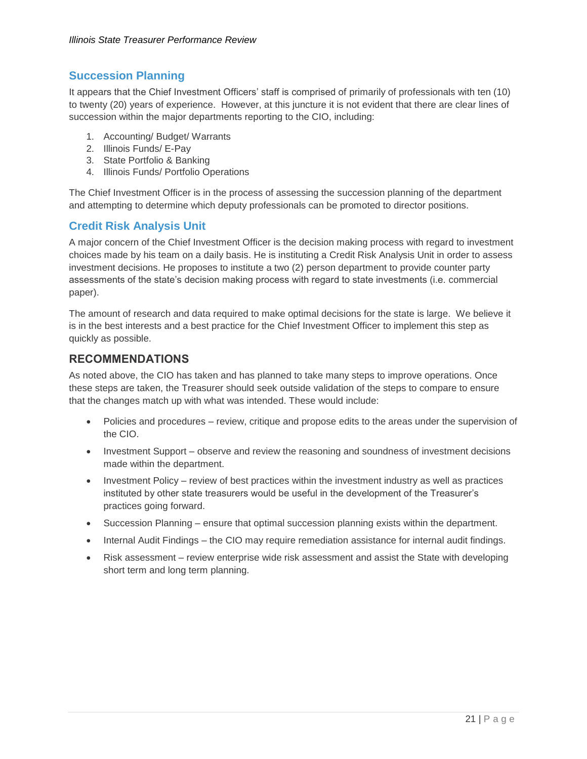## Succession Planning

It appears that the Chief Investment Officers' staff is comprised of primarily of professionals with ten (10) to twenty (20) years of experience. However, at this juncture it is not evident that there are clear lines of succession within the major departments reporting to the CIO, including:

1. Accounting/ Budget/ Warrants
2. Illinois Funds/ E-Pay
3. State Portfolio & Banking
4. Illinois Funds/ Portfolio Operations

The Chief Investment Officer is in the process of assessing the succession planning of the department and attempting to determine which deputy professionals can be promoted to director positions.

## Credit Risk Analysis Unit

A major concern of the Chief Investment Officer is the decision making process with regard to investment choices made by his team on a daily basis. He is instituting a Credit Risk Analysis Unit in order to assess investment decisions. He proposes to institute a two (2) person department to provide counter party assessments of the state's decision making process with regard to state investments (i.e. commercial paper).

The amount of research and data required to make optimal decisions for the state is large. We believe it is in the best interests and a best practice for the Chief Investment Officer to implement this step as quickly as possible.

## RECOMMENDATIONS

As noted above, the CIO has taken and has planned to take many steps to improve operations. Once these steps are taken, the Treasurer should seek outside validation of the steps to compare to ensure that the changes match up with what was intended. These would include:

- Policies and procedures – review, critique and propose edits to the areas under the supervision of the CIO.
- Investment Support – observe and review the reasoning and soundness of investment decisions made within the department.
- Investment Policy – review of best practices within the investment industry as well as practices instituted by other state treasurers would be useful in the development of the Treasurer's practices going forward.
- Succession Planning – ensure that optimal succession planning exists within the department.
- Internal Audit Findings – the CIO may require remediation assistance for internal audit findings.
- Risk assessment – review enterprise wide risk assessment and assist the State with developing short term and long term planning.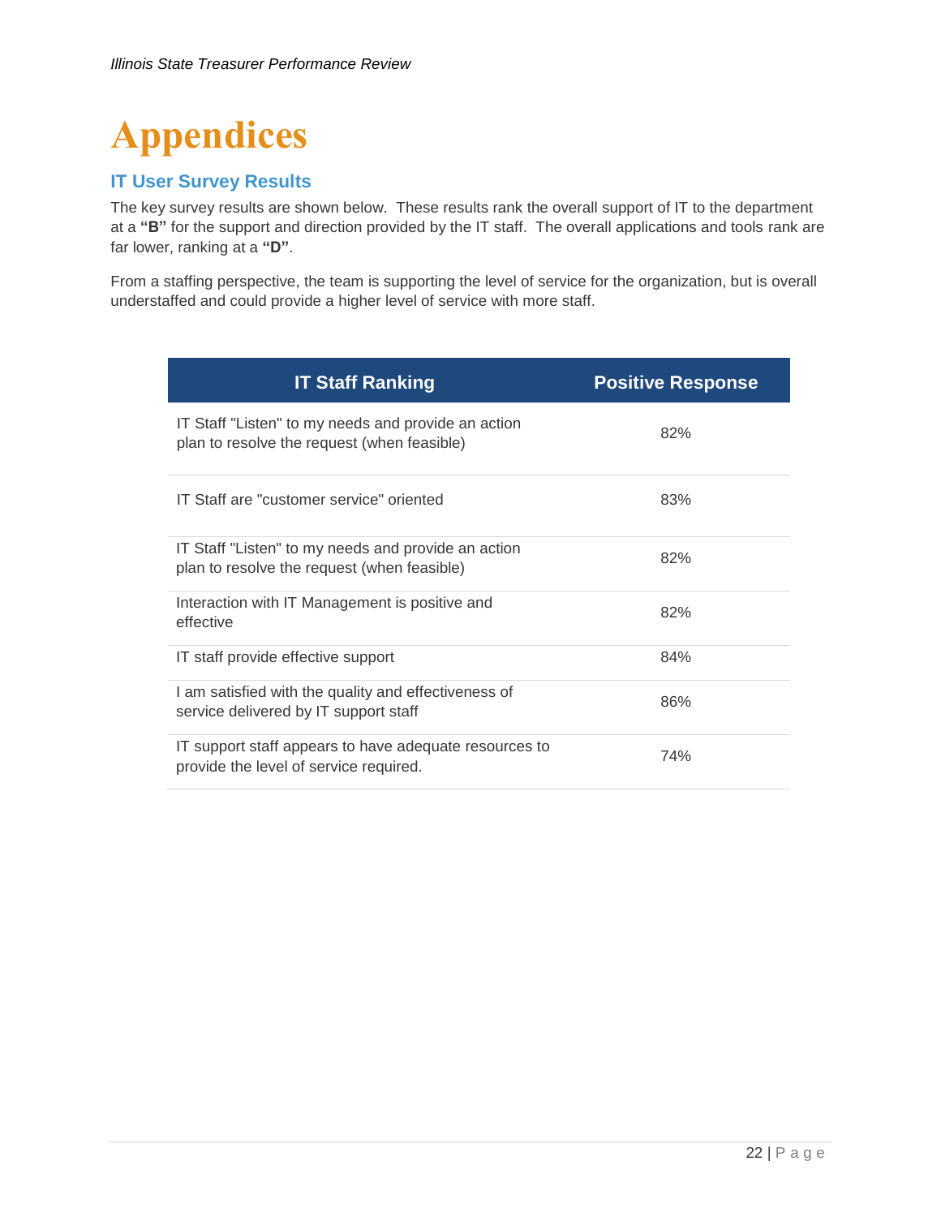# Appendices

## IT User Survey Results

The key survey results are shown below. These results rank the overall support of IT to the department at a **"B"** for the support and direction provided by the IT staff. The overall applications and tools rank are far lower, ranking at a **"D"**.

From a staffing perspective, the team is supporting the level of service for the organization, but is overall understaffed and could provide a higher level of service with more staff.

| IT Staff Ranking | Positive Response |
|---|---|
| IT Staff "Listen" to my needs and provide an action plan to resolve the request (when feasible) | 82% |
| IT Staff are "customer service" oriented | 83% |
| IT Staff "Listen" to my needs and provide an action plan to resolve the request (when feasible) | 82% |
| Interaction with IT Management is positive and effective | 82% |
| IT staff provide effective support | 84% |
| I am satisfied with the quality and effectiveness of service delivered by IT support staff | 86% |
| IT support staff appears to have adequate resources to provide the level of service required. | 74% |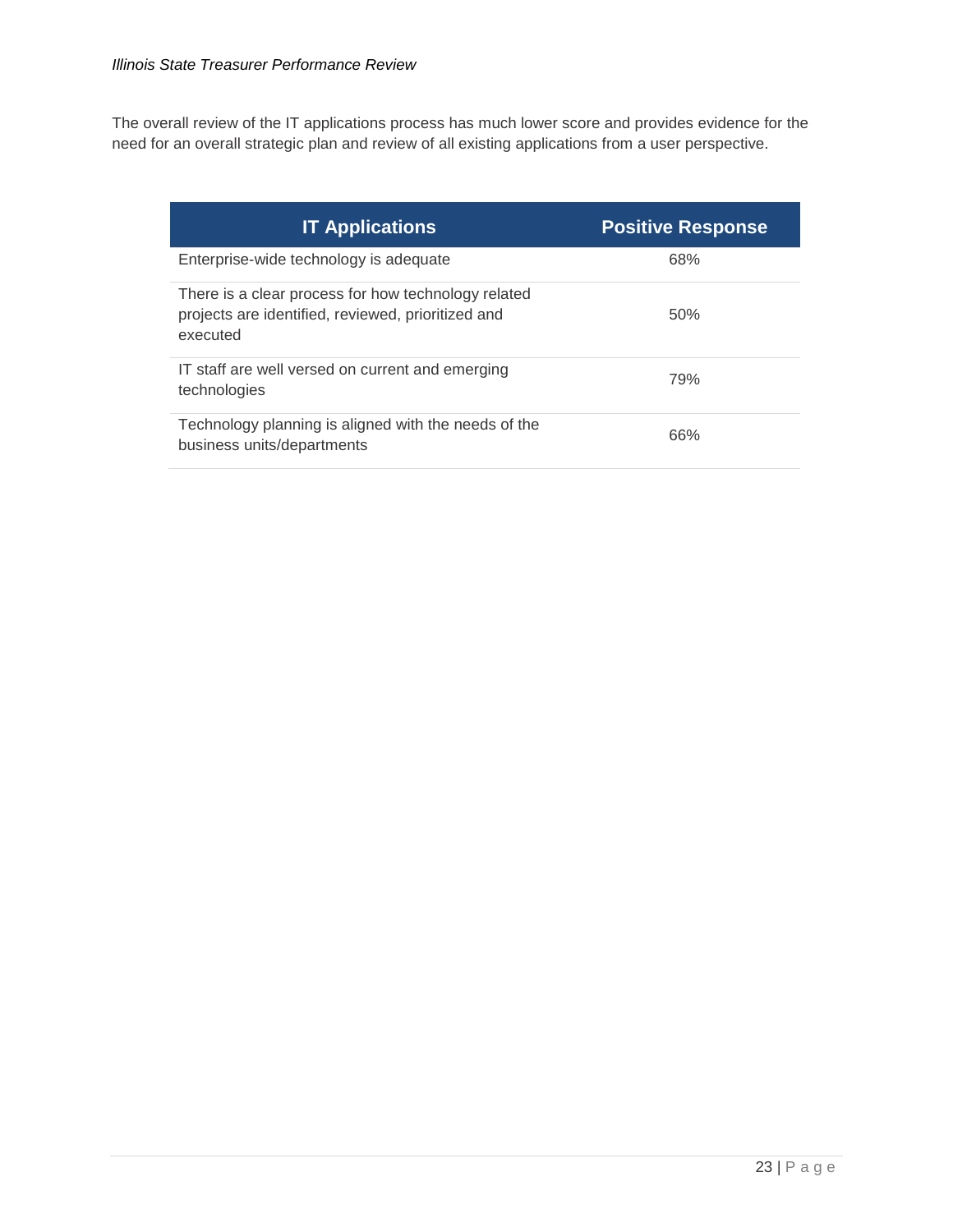The overall review of the IT applications process has much lower score and provides evidence for the need for an overall strategic plan and review of all existing applications from a user perspective.

| IT Applications | Positive Response |
| --- | --- |
| Enterprise-wide technology is adequate | 68% |
| There is a clear process for how technology related projects are identified, reviewed, prioritized and executed | 50% |
| IT staff are well versed on current and emerging technologies | 79% |
| Technology planning is aligned with the needs of the business units/departments | 66% |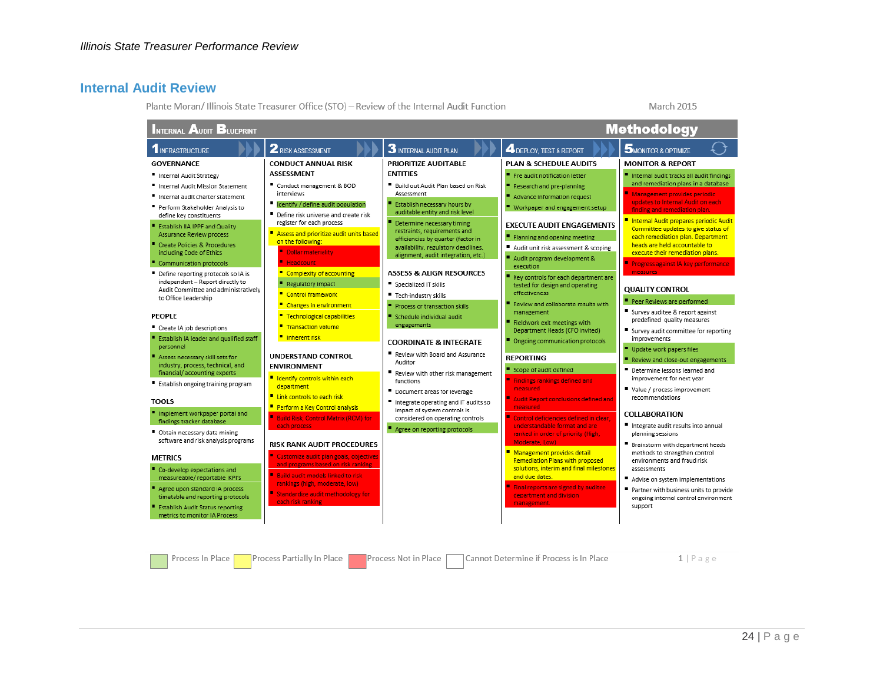## Internal Audit Review

Plante Moran/ Illinois State Treasurer Office (STO) – Review of the Internal Audit Function

March 2015

# Internal Audit Blueprint — Methodology

### 1 Infrastructure

**GOVERNANCE**

- Internal Audit Strategy
- Internal Audit Mission Statement
- Internal audit charter statement
- Perform Stakeholder Analysis to define key constituents
- Establish IIA IPPF and Quality Assurance Review process
- Create Policies & Procedures including Code of Ethics
- Communication protocols
- Define reporting protocols so IA is independent – Report directly to Audit Committee and administratively to Office Leadership

**PEOPLE**

- Create IA job descriptions
- Establish IA leader and qualified staff personnel
- Assess necessary skill sets for industry, process, technical, and financial/ accounting experts
- Establish ongoing training program

**TOOLS**

- Implement workpaper portal and findings tracker database
- Obtain necessary data mining software and risk analysis programs

**METRICS**

- Co-develop expectations and measureable/ reportable KPI's
- Agree upon standard IA process timetable and reporting protocols
- Establish Audit Status reporting metrics to monitor IA Process

### 2 Risk Assessment

**CONDUCT ANNUAL RISK ASSESSMENT**

- Conduct management & BOD interviews
- Identify / define audit population
- Define risk universe and create risk register for each process
- Assess and prioritize audit units based on the following:
  - Dollar materiality
  - Headcount
  - Complexity of accounting
  - Regulatory impact
  - Control framework
  - Changes in environment
  - Technological capabilities
  - Transaction volume
  - Inherent risk

**UNDERSTAND CONTROL ENVIRONMENT**

- Identify controls within each department
- Link controls to each risk
- Perform a Key Control analysis
- Build Risk Control Matrix (RCM) for each process

**RISK RANK AUDIT PROCEDURES**

- Customize audit plan goals, objectives and programs based on risk ranking
- Build audit models linked to risk rankings (high, moderate, low)
- Standardize audit methodology for each risk ranking

### 3 Internal Audit Plan

**PRIORITIZE AUDITABLE ENTITIES**

- Build out Audit Plan based on Risk Assessment
- Establish necessary hours by auditable entity and risk level
- Determine necessary timing restraints, requirements and efficiencies by quarter (factor in availability, regulatory deadlines, alignment, audit integration, etc.)

**ASSESS & ALIGN RESOURCES**

- Specialized IT skills
- Tech-industry skills
- Process or transaction skills
- Schedule individual audit engagements

**COORDINATE & INTEGRATE**

- Review with Board and Assurance Auditor
- Review with other risk management functions
- Document areas for leverage
- Integrate operating and IT audits so impact of system controls is considered on operating controls
- Agree on reporting protocols

### 4 Deploy, Test & Report

**PLAN & SCHEDULE AUDITS**

- Pre audit notification letter
- Research and pre-planning
- Advance information request
- Workpaper and engagement setup

**EXECUTE AUDIT ENGAGEMENTS**

- Planning and opening meeting
- Audit unit risk assessment & scoping
- Audit program development & execution
- Key controls for each department are tested for design and operating effectiveness
- Review and collaborate results with management
- Fieldwork exit meetings with Department Heads (CFO invited)
- Ongoing communication protocols

**REPORTING**

- Scope of audit defined
- Findings rankings defined and measured
- Audit Report conclusions defined and measured
- Control deficiencies defined in clear, understandable format and are ranked in order of priority (High, Moderate, Low)
- Management provides detail Remediation Plans with proposed solutions, interim and final milestones and due dates.
- Final reports are signed by auditee department and division management

### 5 Monitor & Optimize

**MONITOR & REPORT**

- Internal audit tracks all audit findings and remediation plans in a database
- Management provides periodic updates to Internal Audit on each finding and remediation plan
- Internal Audit prepares periodic Audit Committee updates to give status of each remediation plan. Department heads are held accountable to execute their remediation plans.
- Progress against IA key performance measures

**QUALITY CONTROL**

- Peer Reviews are performed
- Survey auditee & report against predefined quality measures
- Survey audit committee for reporting improvements
- Update work papers files
- Review and close-out engagements
- Determine lessons learned and improvement for next year
- Value / process improvement recommendations

**COLLABORATION**

- Integrate audit results into annual planning sessions
- Brainstorm with department heads methods to strengthen control environments and fraud risk assessments
- Advise on system implementations
- Partner with business units to provide ongoing internal control environment support

Legend: Process In Place | Process Partially In Place | Process Not in Place | Cannot Determine if Process is In Place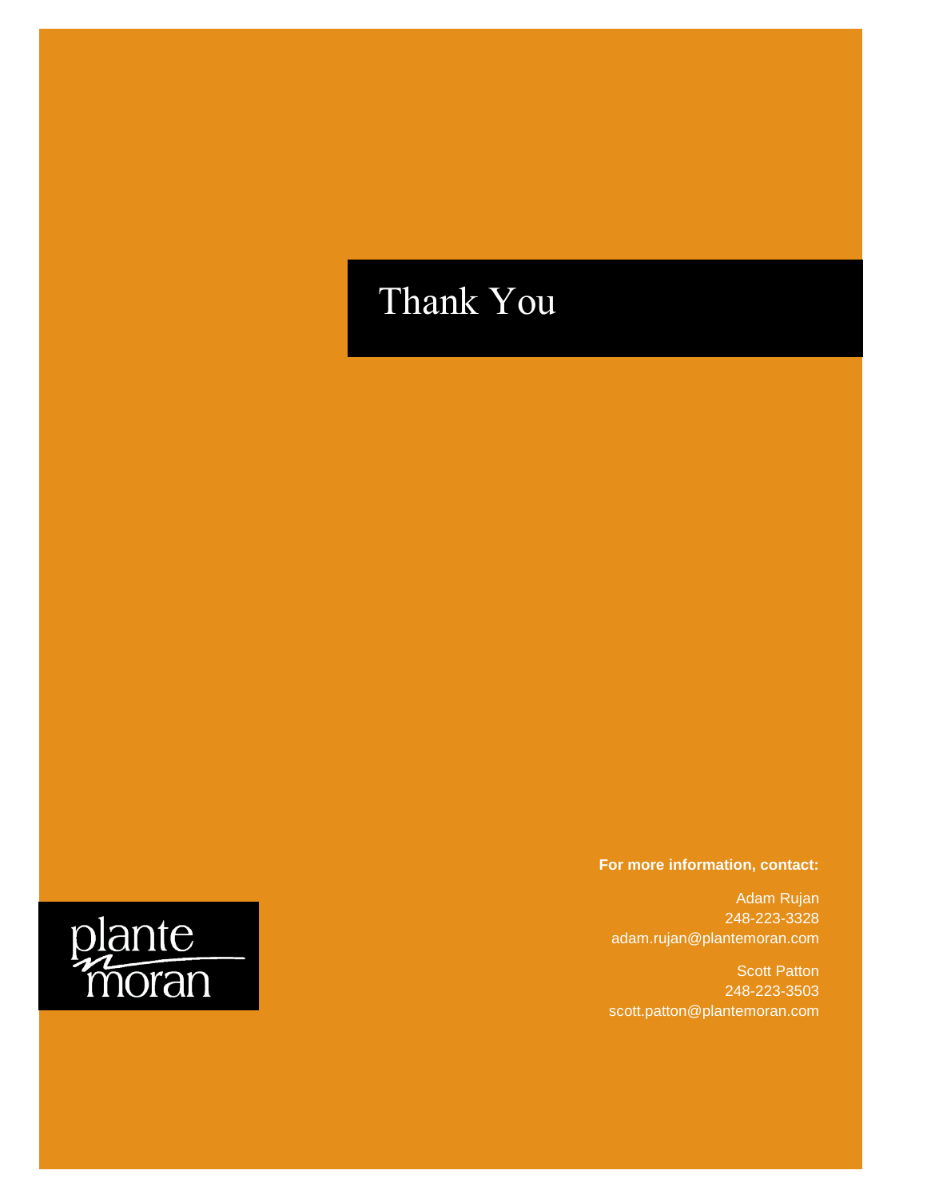# Thank You

**For more information, contact:**

Adam Rujan
248-223-3328
adam.rujan@plantemoran.com

Scott Patton
248-223-3503
scott.patton@plantemoran.com

plante moran